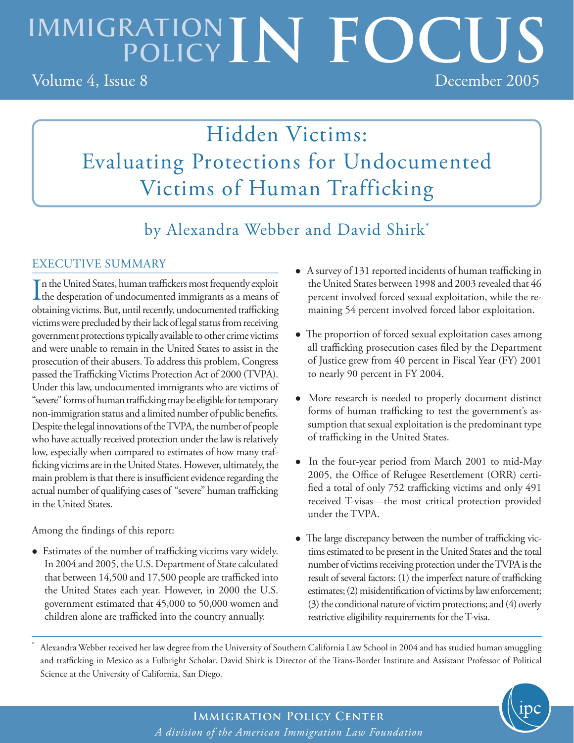# IMMIGRATION POLICY IN FOCUS

Volume 4, Issue 8 — December 2005

# Hidden Victims: Evaluating Protections for Undocumented Victims of Human Trafficking

## by Alexandra Webber and David Shirk*

## EXECUTIVE SUMMARY

In the United States, human traffickers most frequently exploit the desperation of undocumented immigrants as a means of obtaining victims. But, until recently, undocumented trafficking victims were precluded by their lack of legal status from receiving government protections typically available to other crime victims and were unable to remain in the United States to assist in the prosecution of their abusers. To address this problem, Congress passed the Trafficking Victims Protection Act of 2000 (TVPA). Under this law, undocumented immigrants who are victims of "severe" forms of human trafficking may be eligible for temporary non-immigration status and a limited number of public benefits. Despite the legal innovations of the TVPA, the number of people who have actually received protection under the law is relatively low, especially when compared to estimates of how many trafficking victims are in the United States. However, ultimately, the main problem is that there is insufficient evidence regarding the actual number of qualifying cases of "severe" human trafficking in the United States.

Among the findings of this report:

- Estimates of the number of trafficking victims vary widely. In 2004 and 2005, the U.S. Department of State calculated that between 14,500 and 17,500 people are trafficked into the United States each year. However, in 2000 the U.S. government estimated that 45,000 to 50,000 women and children alone are trafficked into the country annually.
- A survey of 131 reported incidents of human trafficking in the United States between 1998 and 2003 revealed that 46 percent involved forced sexual exploitation, while the remaining 54 percent involved forced labor exploitation.
- The proportion of forced sexual exploitation cases among all trafficking prosecution cases filed by the Department of Justice grew from 40 percent in Fiscal Year (FY) 2001 to nearly 90 percent in FY 2004.
- More research is needed to properly document distinct forms of human trafficking to test the government's assumption that sexual exploitation is the predominant type of trafficking in the United States.
- In the four-year period from March 2001 to mid-May 2005, the Office of Refugee Resettlement (ORR) certified a total of only 752 trafficking victims and only 491 received T-visas—the most critical protection provided under the TVPA.
- The large discrepancy between the number of trafficking victims estimated to be present in the United States and the total number of victims receiving protection under the TVPA is the result of several factors: (1) the imperfect nature of trafficking estimates; (2) misidentification of victims by law enforcement; (3) the conditional nature of victim protections; and (4) overly restrictive eligibility requirements for the T-visa.

\* Alexandra Webber received her law degree from the University of Southern California Law School in 2004 and has studied human smuggling and trafficking in Mexico as a Fulbright Scholar. David Shirk is Director of the Trans-Border Institute and Assistant Professor of Political Science at the University of California, San Diego.

**Immigration Policy Center**

*A division of the American Immigration Law Foundation*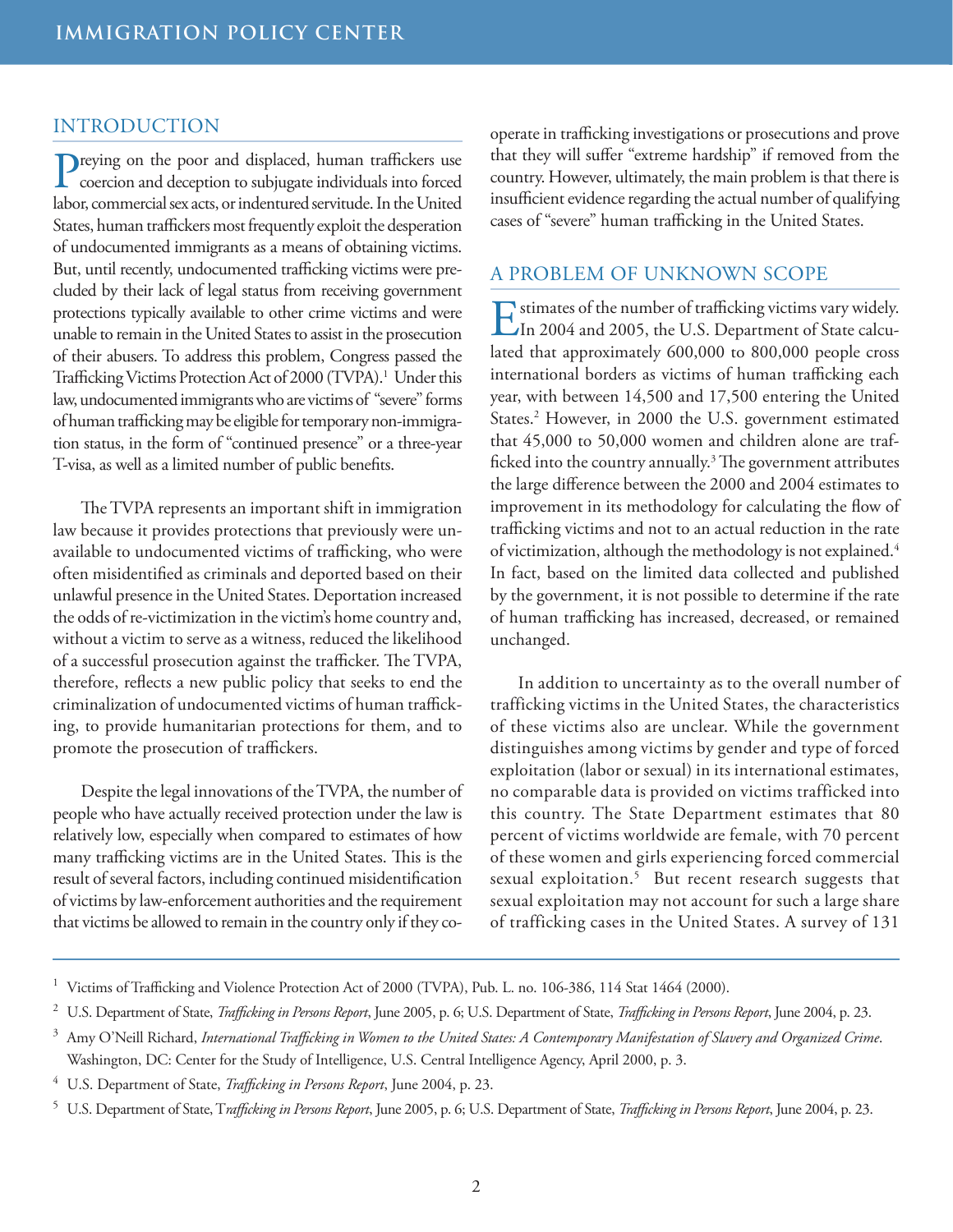## INTRODUCTION

Preying on the poor and displaced, human traffickers use coercion and deception to subjugate individuals into forced labor, commercial sex acts, or indentured servitude. In the United States, human traffickers most frequently exploit the desperation of undocumented immigrants as a means of obtaining victims. But, until recently, undocumented trafficking victims were precluded by their lack of legal status from receiving government protections typically available to other crime victims and were unable to remain in the United States to assist in the prosecution of their abusers. To address this problem, Congress passed the Trafficking Victims Protection Act of 2000 (TVPA).[1] Under this law, undocumented immigrants who are victims of "severe" forms of human trafficking may be eligible for temporary non-immigration status, in the form of "continued presence" or a three-year T-visa, as well as a limited number of public benefits.

The TVPA represents an important shift in immigration law because it provides protections that previously were unavailable to undocumented victims of trafficking, who were often misidentified as criminals and deported based on their unlawful presence in the United States. Deportation increased the odds of re-victimization in the victim's home country and, without a victim to serve as a witness, reduced the likelihood of a successful prosecution against the trafficker. The TVPA, therefore, reflects a new public policy that seeks to end the criminalization of undocumented victims of human trafficking, to provide humanitarian protections for them, and to promote the prosecution of traffickers.

Despite the legal innovations of the TVPA, the number of people who have actually received protection under the law is relatively low, especially when compared to estimates of how many trafficking victims are in the United States. This is the result of several factors, including continued misidentification of victims by law-enforcement authorities and the requirement that victims be allowed to remain in the country only if they cooperate in trafficking investigations or prosecutions and prove that they will suffer "extreme hardship" if removed from the country. However, ultimately, the main problem is that there is insufficient evidence regarding the actual number of qualifying cases of "severe" human trafficking in the United States.

## A PROBLEM OF UNKNOWN SCOPE

Estimates of the number of trafficking victims vary widely. In 2004 and 2005, the U.S. Department of State calculated that approximately 600,000 to 800,000 people cross international borders as victims of human trafficking each year, with between 14,500 and 17,500 entering the United States.[2] However, in 2000 the U.S. government estimated that 45,000 to 50,000 women and children alone are trafficked into the country annually.[3] The government attributes the large difference between the 2000 and 2004 estimates to improvement in its methodology for calculating the flow of trafficking victims and not to an actual reduction in the rate of victimization, although the methodology is not explained.[4] In fact, based on the limited data collected and published by the government, it is not possible to determine if the rate of human trafficking has increased, decreased, or remained unchanged.

In addition to uncertainty as to the overall number of trafficking victims in the United States, the characteristics of these victims also are unclear. While the government distinguishes among victims by gender and type of forced exploitation (labor or sexual) in its international estimates, no comparable data is provided on victims trafficked into this country. The State Department estimates that 80 percent of victims worldwide are female, with 70 percent of these women and girls experiencing forced commercial sexual exploitation.[5] But recent research suggests that sexual exploitation may not account for such a large share of trafficking cases in the United States. A survey of 131

---

[1] Victims of Trafficking and Violence Protection Act of 2000 (TVPA), Pub. L. no. 106-386, 114 Stat 1464 (2000).

[2] U.S. Department of State, *Trafficking in Persons Report*, June 2005, p. 6; U.S. Department of State, *Trafficking in Persons Report*, June 2004, p. 23.

[3] Amy O'Neill Richard, *International Trafficking in Women to the United States: A Contemporary Manifestation of Slavery and Organized Crime*. Washington, DC: Center for the Study of Intelligence, U.S. Central Intelligence Agency, April 2000, p. 3.

[4] U.S. Department of State, *Trafficking in Persons Report*, June 2004, p. 23.

[5] U.S. Department of State, *Trafficking in Persons Report*, June 2005, p. 6; U.S. Department of State, *Trafficking in Persons Report*, June 2004, p. 23.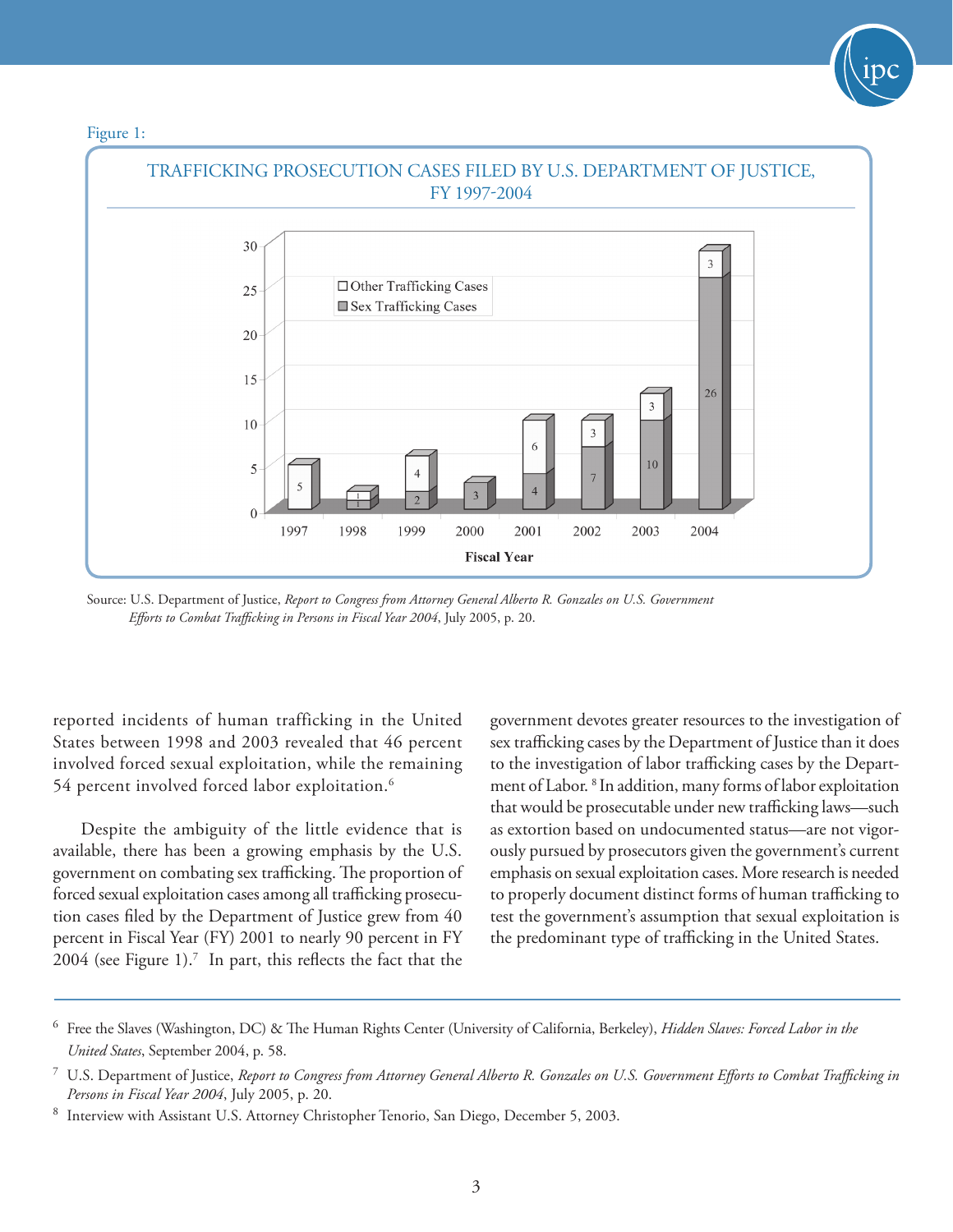Figure 1:

TRAFFICKING PROSECUTION CASES FILED BY U.S. DEPARTMENT OF JUSTICE, FY 1997-2004

| Fiscal Year | Sex Trafficking Cases | Other Trafficking Cases |
|---|---|---|
| 1997 | | 5 |
| 1998 | 1 | 1 |
| 1999 | 2 | 4 |
| 2000 | 3 | |
| 2001 | 4 | 6 |
| 2002 | 7 | 3 |
| 2003 | 10 | 3 |
| 2004 | 26 | 3 |

Source: U.S. Department of Justice, *Report to Congress from Attorney General Alberto R. Gonzales on U.S. Government Efforts to Combat Trafficking in Persons in Fiscal Year 2004*, July 2005, p. 20.

reported incidents of human trafficking in the United States between 1998 and 2003 revealed that 46 percent involved forced sexual exploitation, while the remaining 54 percent involved forced labor exploitation.[6]

Despite the ambiguity of the little evidence that is available, there has been a growing emphasis by the U.S. government on combating sex trafficking. The proportion of forced sexual exploitation cases among all trafficking prosecution cases filed by the Department of Justice grew from 40 percent in Fiscal Year (FY) 2001 to nearly 90 percent in FY 2004 (see Figure 1).[7] In part, this reflects the fact that the government devotes greater resources to the investigation of sex trafficking cases by the Department of Justice than it does to the investigation of labor trafficking cases by the Department of Labor.[8] In addition, many forms of labor exploitation that would be prosecutable under new trafficking laws—such as extortion based on undocumented status—are not vigorously pursued by prosecutors given the government's current emphasis on sexual exploitation cases. More research is needed to properly document distinct forms of human trafficking to test the government's assumption that sexual exploitation is the predominant type of trafficking in the United States.

---

[6] Free the Slaves (Washington, DC) & The Human Rights Center (University of California, Berkeley), *Hidden Slaves: Forced Labor in the United States*, September 2004, p. 58.

[7] U.S. Department of Justice, *Report to Congress from Attorney General Alberto R. Gonzales on U.S. Government Efforts to Combat Trafficking in Persons in Fiscal Year 2004*, July 2005, p. 20.

[8] Interview with Assistant U.S. Attorney Christopher Tenorio, San Diego, December 5, 2003.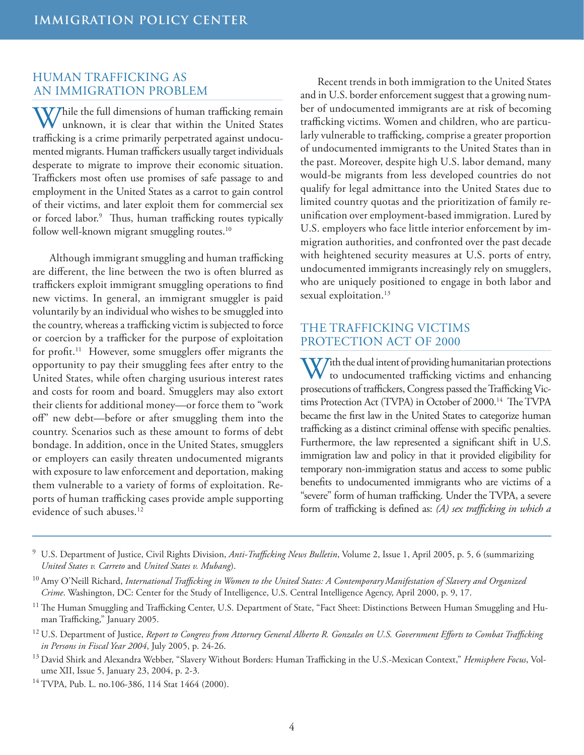## HUMAN TRAFFICKING AS AN IMMIGRATION PROBLEM

While the full dimensions of human trafficking remain unknown, it is clear that within the United States trafficking is a crime primarily perpetrated against undocumented migrants. Human traffickers usually target individuals desperate to migrate to improve their economic situation. Traffickers most often use promises of safe passage to and employment in the United States as a carrot to gain control of their victims, and later exploit them for commercial sex or forced labor.[9] Thus, human trafficking routes typically follow well-known migrant smuggling routes.[10]

Although immigrant smuggling and human trafficking are different, the line between the two is often blurred as traffickers exploit immigrant smuggling operations to find new victims. In general, an immigrant smuggler is paid voluntarily by an individual who wishes to be smuggled into the country, whereas a trafficking victim is subjected to force or coercion by a trafficker for the purpose of exploitation for profit.[11] However, some smugglers offer migrants the opportunity to pay their smuggling fees after entry to the United States, while often charging usurious interest rates and costs for room and board. Smugglers may also extort their clients for additional money—or force them to "work off" new debt—before or after smuggling them into the country. Scenarios such as these amount to forms of debt bondage. In addition, once in the United States, smugglers or employers can easily threaten undocumented migrants with exposure to law enforcement and deportation, making them vulnerable to a variety of forms of exploitation. Reports of human trafficking cases provide ample supporting evidence of such abuses.[12]

Recent trends in both immigration to the United States and in U.S. border enforcement suggest that a growing number of undocumented immigrants are at risk of becoming trafficking victims. Women and children, who are particularly vulnerable to trafficking, comprise a greater proportion of undocumented immigrants to the United States than in the past. Moreover, despite high U.S. labor demand, many would-be migrants from less developed countries do not qualify for legal admittance into the United States due to limited country quotas and the prioritization of family reunification over employment-based immigration. Lured by U.S. employers who face little interior enforcement by immigration authorities, and confronted over the past decade with heightened security measures at U.S. ports of entry, undocumented immigrants increasingly rely on smugglers, who are uniquely positioned to engage in both labor and sexual exploitation.[13]

## THE TRAFFICKING VICTIMS PROTECTION ACT OF 2000

With the dual intent of providing humanitarian protections to undocumented trafficking victims and enhancing prosecutions of traffickers, Congress passed the Trafficking Victims Protection Act (TVPA) in October of 2000.[14] The TVPA became the first law in the United States to categorize human trafficking as a distinct criminal offense with specific penalties. Furthermore, the law represented a significant shift in U.S. immigration law and policy in that it provided eligibility for temporary non-immigration status and access to some public benefits to undocumented immigrants who are victims of a "severe" form of human trafficking. Under the TVPA, a severe form of trafficking is defined as: *(A) sex trafficking in which a*

---

[9] U.S. Department of Justice, Civil Rights Division, *Anti-Trafficking News Bulletin*, Volume 2, Issue 1, April 2005, p. 5, 6 (summarizing *United States v. Carreto* and *United States v. Mubang*).

[10] Amy O'Neill Richard, *International Trafficking in Women to the United States: A Contemporary Manifestation of Slavery and Organized Crime*. Washington, DC: Center for the Study of Intelligence, U.S. Central Intelligence Agency, April 2000, p. 9, 17.

[11] The Human Smuggling and Trafficking Center, U.S. Department of State, "Fact Sheet: Distinctions Between Human Smuggling and Human Trafficking," January 2005.

[12] U.S. Department of Justice, *Report to Congress from Attorney General Alberto R. Gonzales on U.S. Government Efforts to Combat Trafficking in Persons in Fiscal Year 2004*, July 2005, p. 24-26.

[13] David Shirk and Alexandra Webber, "Slavery Without Borders: Human Trafficking in the U.S.-Mexican Context," *Hemisphere Focus*, Volume XII, Issue 5, January 23, 2004, p. 2-3.

[14] TVPA, Pub. L. no.106-386, 114 Stat 1464 (2000).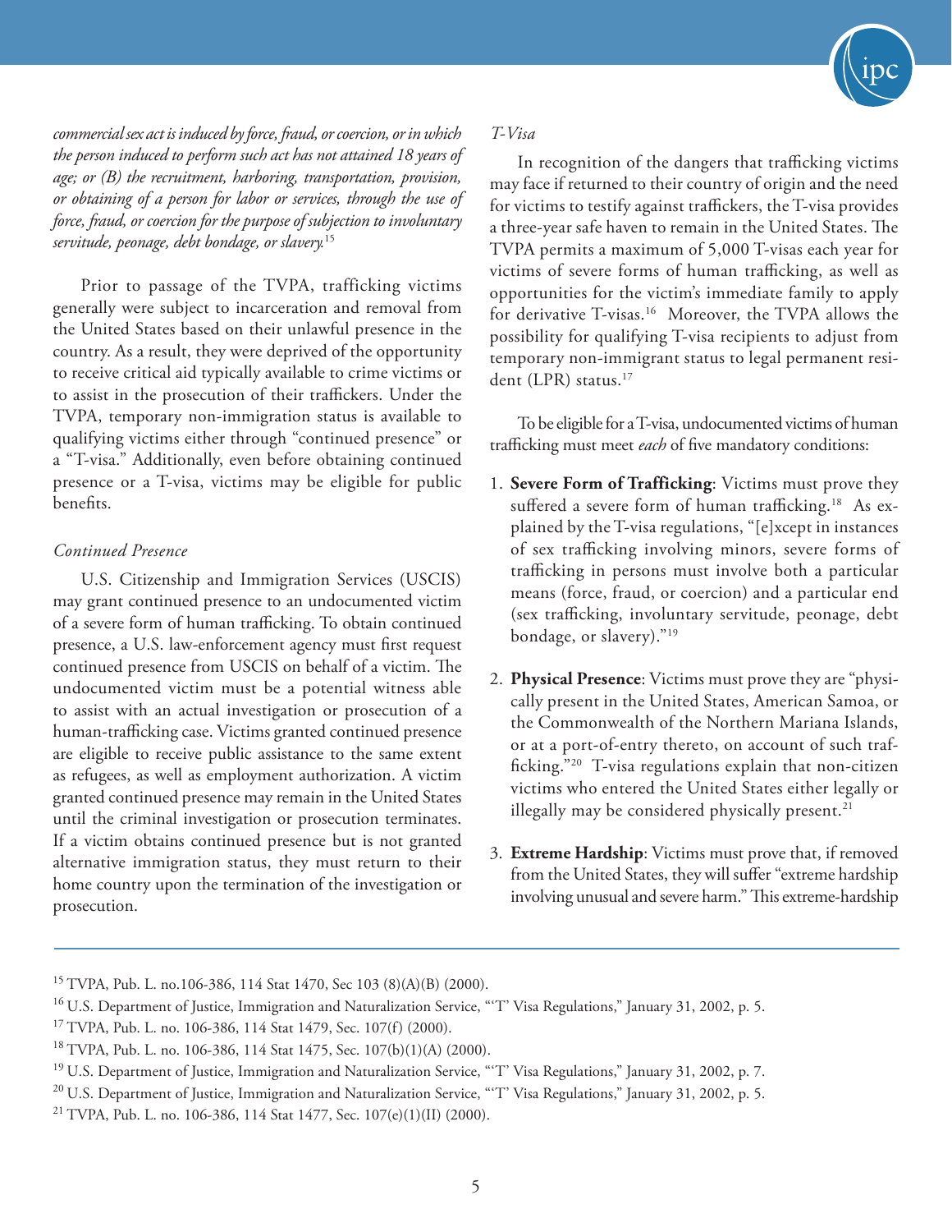*commercial sex act is induced by force, fraud, or coercion, or in which the person induced to perform such act has not attained 18 years of age; or (B) the recruitment, harboring, transportation, provision, or obtaining of a person for labor or services, through the use of force, fraud, or coercion for the purpose of subjection to involuntary servitude, peonage, debt bondage, or slavery.*[15]

Prior to passage of the TVPA, trafficking victims generally were subject to incarceration and removal from the United States based on their unlawful presence in the country. As a result, they were deprived of the opportunity to receive critical aid typically available to crime victims or to assist in the prosecution of their traffickers. Under the TVPA, temporary non-immigration status is available to qualifying victims either through "continued presence" or a "T-visa." Additionally, even before obtaining continued presence or a T-visa, victims may be eligible for public benefits.

### *Continued Presence*

U.S. Citizenship and Immigration Services (USCIS) may grant continued presence to an undocumented victim of a severe form of human trafficking. To obtain continued presence, a U.S. law-enforcement agency must first request continued presence from USCIS on behalf of a victim. The undocumented victim must be a potential witness able to assist with an actual investigation or prosecution of a human-trafficking case. Victims granted continued presence are eligible to receive public assistance to the same extent as refugees, as well as employment authorization. A victim granted continued presence may remain in the United States until the criminal investigation or prosecution terminates. If a victim obtains continued presence but is not granted alternative immigration status, they must return to their home country upon the termination of the investigation or prosecution.

### *T-Visa*

In recognition of the dangers that trafficking victims may face if returned to their country of origin and the need for victims to testify against traffickers, the T-visa provides a three-year safe haven to remain in the United States. The TVPA permits a maximum of 5,000 T-visas each year for victims of severe forms of human trafficking, as well as opportunities for the victim's immediate family to apply for derivative T-visas.[16] Moreover, the TVPA allows the possibility for qualifying T-visa recipients to adjust from temporary non-immigrant status to legal permanent resident (LPR) status.[17]

To be eligible for a T-visa, undocumented victims of human trafficking must meet *each* of five mandatory conditions:

1. **Severe Form of Trafficking**: Victims must prove they suffered a severe form of human trafficking.[18] As explained by the T-visa regulations, "[e]xcept in instances of sex trafficking involving minors, severe forms of trafficking in persons must involve both a particular means (force, fraud, or coercion) and a particular end (sex trafficking, involuntary servitude, peonage, debt bondage, or slavery)."[19]

2. **Physical Presence**: Victims must prove they are "physically present in the United States, American Samoa, or the Commonwealth of the Northern Mariana Islands, or at a port-of-entry thereto, on account of such trafficking."[20] T-visa regulations explain that non-citizen victims who entered the United States either legally or illegally may be considered physically present.[21]

3. **Extreme Hardship**: Victims must prove that, if removed from the United States, they will suffer "extreme hardship involving unusual and severe harm." This extreme-hardship

---

[15] TVPA, Pub. L. no.106-386, 114 Stat 1470, Sec 103 (8)(A)(B) (2000).

[16] U.S. Department of Justice, Immigration and Naturalization Service, "'T' Visa Regulations," January 31, 2002, p. 5.

[17] TVPA, Pub. L. no. 106-386, 114 Stat 1479, Sec. 107(f) (2000).

[18] TVPA, Pub. L. no. 106-386, 114 Stat 1475, Sec. 107(b)(1)(A) (2000).

[19] U.S. Department of Justice, Immigration and Naturalization Service, "'T' Visa Regulations," January 31, 2002, p. 7.

[20] U.S. Department of Justice, Immigration and Naturalization Service, "'T' Visa Regulations," January 31, 2002, p. 5.

[21] TVPA, Pub. L. no. 106-386, 114 Stat 1477, Sec. 107(e)(1)(II) (2000).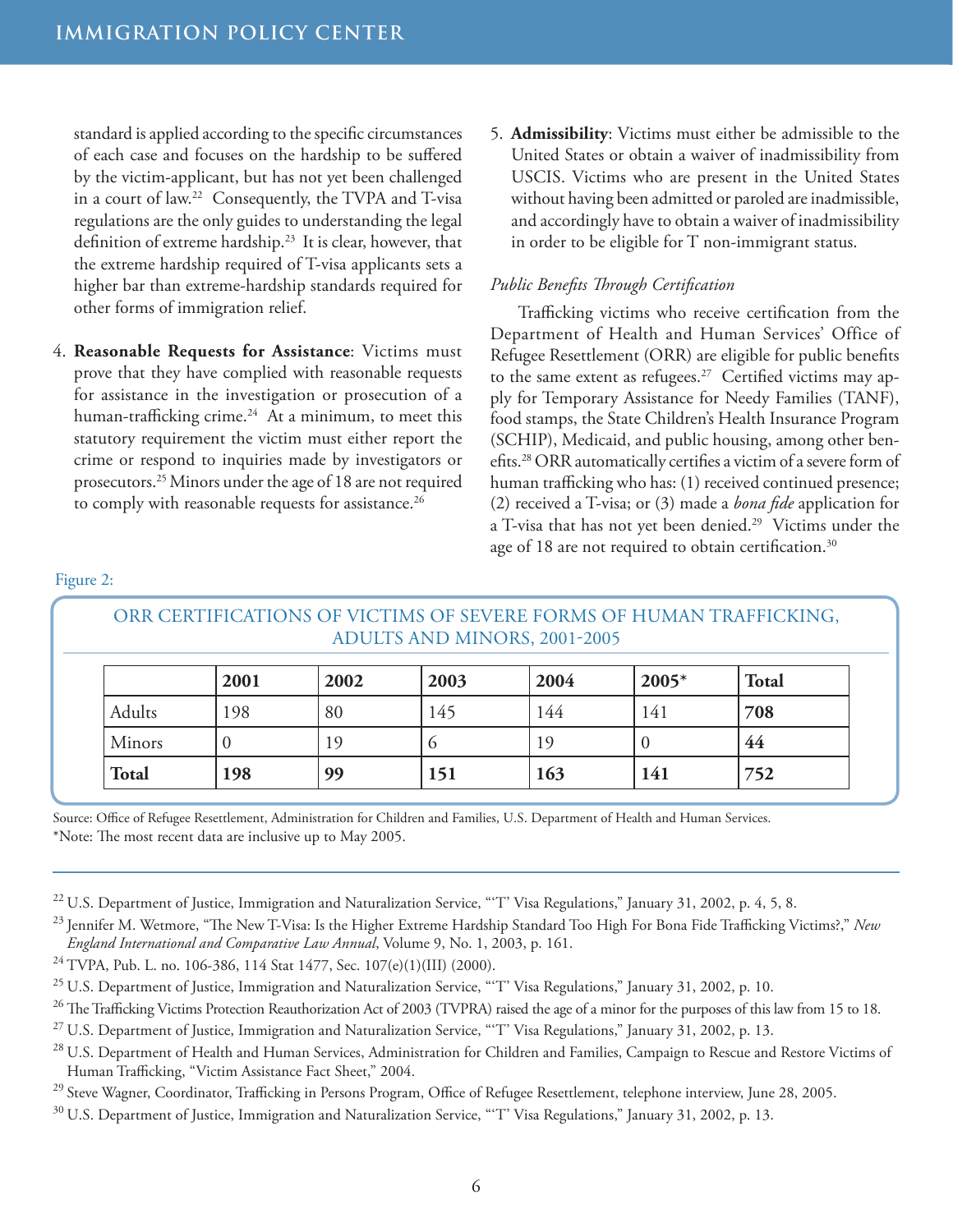standard is applied according to the specific circumstances of each case and focuses on the hardship to be suffered by the victim-applicant, but has not yet been challenged in a court of law.[22] Consequently, the TVPA and T-visa regulations are the only guides to understanding the legal definition of extreme hardship.[23] It is clear, however, that the extreme hardship required of T-visa applicants sets a higher bar than extreme-hardship standards required for other forms of immigration relief.

4. **Reasonable Requests for Assistance**: Victims must prove that they have complied with reasonable requests for assistance in the investigation or prosecution of a human-trafficking crime.[24] At a minimum, to meet this statutory requirement the victim must either report the crime or respond to inquiries made by investigators or prosecutors.[25] Minors under the age of 18 are not required to comply with reasonable requests for assistance.[26]

5. **Admissibility**: Victims must either be admissible to the United States or obtain a waiver of inadmissibility from USCIS. Victims who are present in the United States without having been admitted or paroled are inadmissible, and accordingly have to obtain a waiver of inadmissibility in order to be eligible for T non-immigrant status.

*Public Benefits Through Certification*

Trafficking victims who receive certification from the Department of Health and Human Services' Office of Refugee Resettlement (ORR) are eligible for public benefits to the same extent as refugees.[27] Certified victims may apply for Temporary Assistance for Needy Families (TANF), food stamps, the State Children's Health Insurance Program (SCHIP), Medicaid, and public housing, among other benefits.[28] ORR automatically certifies a victim of a severe form of human trafficking who has: (1) received continued presence; (2) received a T-visa; or (3) made a *bona fide* application for a T-visa that has not yet been denied.[29] Victims under the age of 18 are not required to obtain certification.[30]

Figure 2:

ORR CERTIFICATIONS OF VICTIMS OF SEVERE FORMS OF HUMAN TRAFFICKING, ADULTS AND MINORS, 2001-2005

| | **2001** | **2002** | **2003** | **2004** | **2005*** | **Total** |
|---|---|---|---|---|---|---|
| Adults | 198 | 80 | 145 | 144 | 141 | **708** |
| Minors | 0 | 19 | 6 | 19 | 0 | **44** |
| **Total** | **198** | **99** | **151** | **163** | **141** | **752** |

Source: Office of Refugee Resettlement, Administration for Children and Families, U.S. Department of Health and Human Services.
*Note: The most recent data are inclusive up to May 2005.

---

[22] U.S. Department of Justice, Immigration and Naturalization Service, "'T' Visa Regulations," January 31, 2002, p. 4, 5, 8.

[23] Jennifer M. Wetmore, "The New T-Visa: Is the Higher Extreme Hardship Standard Too High For Bona Fide Trafficking Victims?," *New England International and Comparative Law Annual*, Volume 9, No. 1, 2003, p. 161.

[24] TVPA, Pub. L. no. 106-386, 114 Stat 1477, Sec. 107(e)(1)(III) (2000).

[25] U.S. Department of Justice, Immigration and Naturalization Service, "'T' Visa Regulations," January 31, 2002, p. 10.

[26] The Trafficking Victims Protection Reauthorization Act of 2003 (TVPRA) raised the age of a minor for the purposes of this law from 15 to 18.

[27] U.S. Department of Justice, Immigration and Naturalization Service, "'T' Visa Regulations," January 31, 2002, p. 13.

[28] U.S. Department of Health and Human Services, Administration for Children and Families, Campaign to Rescue and Restore Victims of Human Trafficking, "Victim Assistance Fact Sheet," 2004.

[29] Steve Wagner, Coordinator, Trafficking in Persons Program, Office of Refugee Resettlement, telephone interview, June 28, 2005.

[30] U.S. Department of Justice, Immigration and Naturalization Service, "'T' Visa Regulations," January 31, 2002, p. 13.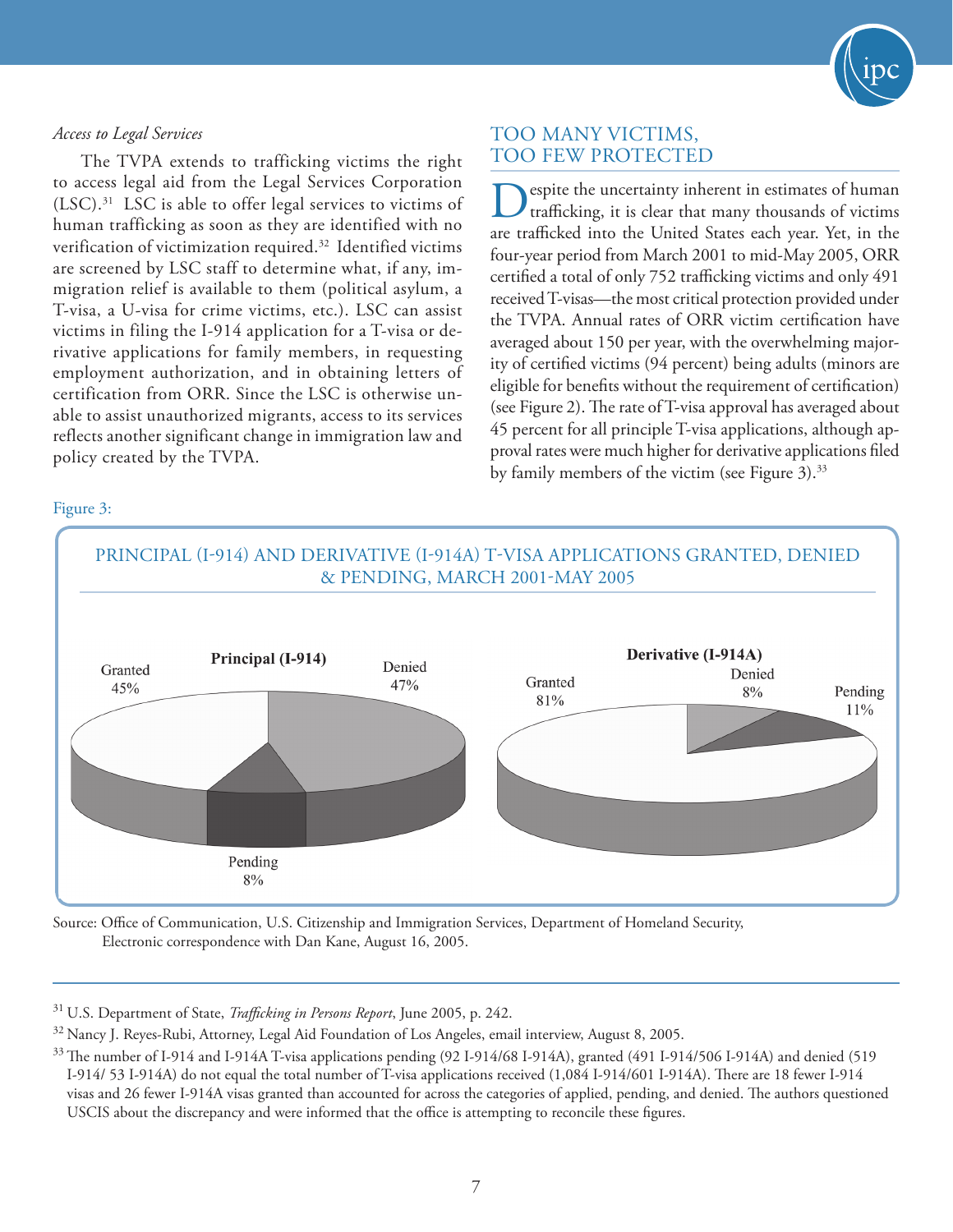*Access to Legal Services*

The TVPA extends to trafficking victims the right to access legal aid from the Legal Services Corporation (LSC).[31] LSC is able to offer legal services to victims of human trafficking as soon as they are identified with no verification of victimization required.[32] Identified victims are screened by LSC staff to determine what, if any, immigration relief is available to them (political asylum, a T-visa, a U-visa for crime victims, etc.). LSC can assist victims in filing the I-914 application for a T-visa or derivative applications for family members, in requesting employment authorization, and in obtaining letters of certification from ORR. Since the LSC is otherwise unable to assist unauthorized migrants, access to its services reflects another significant change in immigration law and policy created by the TVPA.

## TOO MANY VICTIMS, TOO FEW PROTECTED

Despite the uncertainty inherent in estimates of human trafficking, it is clear that many thousands of victims are trafficked into the United States each year. Yet, in the four-year period from March 2001 to mid-May 2005, ORR certified a total of only 752 trafficking victims and only 491 received T-visas—the most critical protection provided under the TVPA. Annual rates of ORR victim certification have averaged about 150 per year, with the overwhelming majority of certified victims (94 percent) being adults (minors are eligible for benefits without the requirement of certification) (see Figure 2). The rate of T-visa approval has averaged about 45 percent for all principle T-visa applications, although approval rates were much higher for derivative applications filed by family members of the victim (see Figure 3).[33]

Figure 3:

PRINCIPAL (I-914) AND DERIVATIVE (I-914A) T-VISA APPLICATIONS GRANTED, DENIED & PENDING, MARCH 2001-MAY 2005

**Principal (I-914)**

| Status | Percent |
|---|---|
| Granted | 45% |
| Denied | 47% |
| Pending | 8% |

**Derivative (I-914A)**

| Status | Percent |
|---|---|
| Granted | 81% |
| Denied | 8% |
| Pending | 11% |

Source: Office of Communication, U.S. Citizenship and Immigration Services, Department of Homeland Security, Electronic correspondence with Dan Kane, August 16, 2005.

---

[31] U.S. Department of State, *Trafficking in Persons Report*, June 2005, p. 242.

[32] Nancy J. Reyes-Rubi, Attorney, Legal Aid Foundation of Los Angeles, email interview, August 8, 2005.

[33] The number of I-914 and I-914A T-visa applications pending (92 I-914/68 I-914A), granted (491 I-914/506 I-914A) and denied (519 I-914/ 53 I-914A) do not equal the total number of T-visa applications received (1,084 I-914/601 I-914A). There are 18 fewer I-914 visas and 26 fewer I-914A visas granted than accounted for across the categories of applied, pending, and denied. The authors questioned USCIS about the discrepancy and were informed that the office is attempting to reconcile these figures.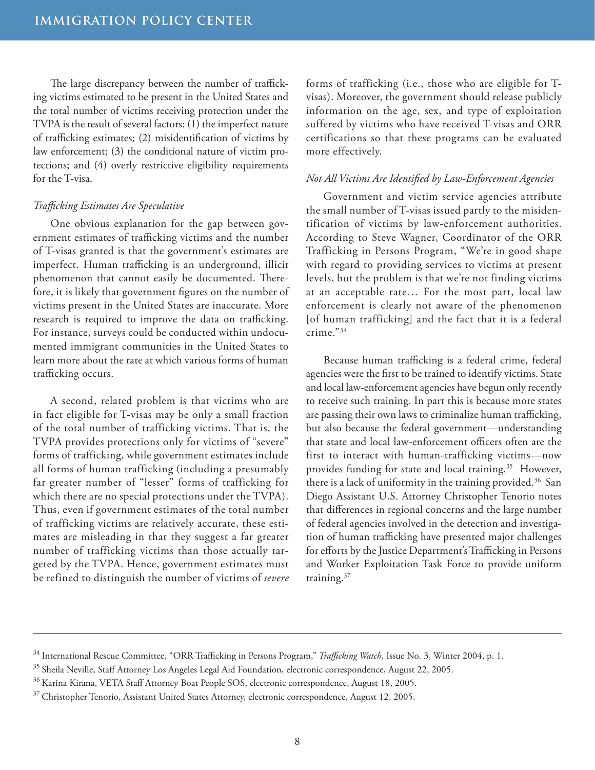The large discrepancy between the number of trafficking victims estimated to be present in the United States and the total number of victims receiving protection under the TVPA is the result of several factors: (1) the imperfect nature of trafficking estimates; (2) misidentification of victims by law enforcement; (3) the conditional nature of victim protections; and (4) overly restrictive eligibility requirements for the T-visa.

*Trafficking Estimates Are Speculative*

One obvious explanation for the gap between government estimates of trafficking victims and the number of T-visas granted is that the government's estimates are imperfect. Human trafficking is an underground, illicit phenomenon that cannot easily be documented. Therefore, it is likely that government figures on the number of victims present in the United States are inaccurate. More research is required to improve the data on trafficking. For instance, surveys could be conducted within undocumented immigrant communities in the United States to learn more about the rate at which various forms of human trafficking occurs.

A second, related problem is that victims who are in fact eligible for T-visas may be only a small fraction of the total number of trafficking victims. That is, the TVPA provides protections only for victims of "severe" forms of trafficking, while government estimates include all forms of human trafficking (including a presumably far greater number of "lesser" forms of trafficking for which there are no special protections under the TVPA). Thus, even if government estimates of the total number of trafficking victims are relatively accurate, these estimates are misleading in that they suggest a far greater number of trafficking victims than those actually targeted by the TVPA. Hence, government estimates must be refined to distinguish the number of victims of *severe* forms of trafficking (i.e., those who are eligible for T-visas). Moreover, the government should release publicly information on the age, sex, and type of exploitation suffered by victims who have received T-visas and ORR certifications so that these programs can be evaluated more effectively.

*Not All Victims Are Identified by Law-Enforcement Agencies*

Government and victim service agencies attribute the small number of T-visas issued partly to the misidentification of victims by law-enforcement authorities. According to Steve Wagner, Coordinator of the ORR Trafficking in Persons Program, "We're in good shape with regard to providing services to victims at present levels, but the problem is that we're not finding victims at an acceptable rate… For the most part, local law enforcement is clearly not aware of the phenomenon [of human trafficking] and the fact that it is a federal crime."[34]

Because human trafficking is a federal crime, federal agencies were the first to be trained to identify victims. State and local law-enforcement agencies have begun only recently to receive such training. In part this is because more states are passing their own laws to criminalize human trafficking, but also because the federal government—understanding that state and local law-enforcement officers often are the first to interact with human-trafficking victims—now provides funding for state and local training.[35] However, there is a lack of uniformity in the training provided.[36] San Diego Assistant U.S. Attorney Christopher Tenorio notes that differences in regional concerns and the large number of federal agencies involved in the detection and investigation of human trafficking have presented major challenges for efforts by the Justice Department's Trafficking in Persons and Worker Exploitation Task Force to provide uniform training.[37]

---

[34] International Rescue Committee, "ORR Trafficking in Persons Program," *Trafficking Watch*, Issue No. 3, Winter 2004, p. 1.

[35] Sheila Neville, Staff Attorney Los Angeles Legal Aid Foundation, electronic correspondence, August 22, 2005.

[36] Karina Kirana, VETA Staff Attorney Boat People SOS, electronic correspondence, August 18, 2005.

[37] Christopher Tenorio, Assistant United States Attorney, electronic correspondence, August 12, 2005.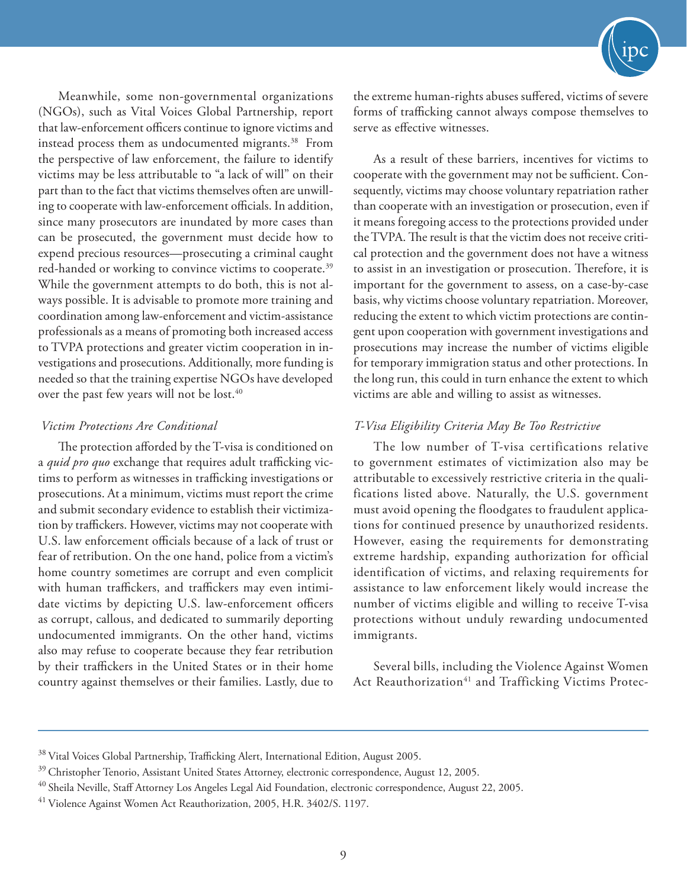Meanwhile, some non-governmental organizations (NGOs), such as Vital Voices Global Partnership, report that law-enforcement officers continue to ignore victims and instead process them as undocumented migrants.[38] From the perspective of law enforcement, the failure to identify victims may be less attributable to "a lack of will" on their part than to the fact that victims themselves often are unwilling to cooperate with law-enforcement officials. In addition, since many prosecutors are inundated by more cases than can be prosecuted, the government must decide how to expend precious resources—prosecuting a criminal caught red-handed or working to convince victims to cooperate.[39] While the government attempts to do both, this is not always possible. It is advisable to promote more training and coordination among law-enforcement and victim-assistance professionals as a means of promoting both increased access to TVPA protections and greater victim cooperation in investigations and prosecutions. Additionally, more funding is needed so that the training expertise NGOs have developed over the past few years will not be lost.[40]

### *Victim Protections Are Conditional*

The protection afforded by the T-visa is conditioned on a *quid pro quo* exchange that requires adult trafficking victims to perform as witnesses in trafficking investigations or prosecutions. At a minimum, victims must report the crime and submit secondary evidence to establish their victimization by traffickers. However, victims may not cooperate with U.S. law enforcement officials because of a lack of trust or fear of retribution. On the one hand, police from a victim's home country sometimes are corrupt and even complicit with human traffickers, and traffickers may even intimidate victims by depicting U.S. law-enforcement officers as corrupt, callous, and dedicated to summarily deporting undocumented immigrants. On the other hand, victims also may refuse to cooperate because they fear retribution by their traffickers in the United States or in their home country against themselves or their families. Lastly, due to the extreme human-rights abuses suffered, victims of severe forms of trafficking cannot always compose themselves to serve as effective witnesses.

As a result of these barriers, incentives for victims to cooperate with the government may not be sufficient. Consequently, victims may choose voluntary repatriation rather than cooperate with an investigation or prosecution, even if it means foregoing access to the protections provided under the TVPA. The result is that the victim does not receive critical protection and the government does not have a witness to assist in an investigation or prosecution. Therefore, it is important for the government to assess, on a case-by-case basis, why victims choose voluntary repatriation. Moreover, reducing the extent to which victim protections are contingent upon cooperation with government investigations and prosecutions may increase the number of victims eligible for temporary immigration status and other protections. In the long run, this could in turn enhance the extent to which victims are able and willing to assist as witnesses.

### *T-Visa Eligibility Criteria May Be Too Restrictive*

The low number of T-visa certifications relative to government estimates of victimization also may be attributable to excessively restrictive criteria in the qualifications listed above. Naturally, the U.S. government must avoid opening the floodgates to fraudulent applications for continued presence by unauthorized residents. However, easing the requirements for demonstrating extreme hardship, expanding authorization for official identification of victims, and relaxing requirements for assistance to law enforcement likely would increase the number of victims eligible and willing to receive T-visa protections without unduly rewarding undocumented immigrants.

Several bills, including the Violence Against Women Act Reauthorization[41] and Trafficking Victims Protec-

---

[38] Vital Voices Global Partnership, Trafficking Alert, International Edition, August 2005.

[39] Christopher Tenorio, Assistant United States Attorney, electronic correspondence, August 12, 2005.

[40] Sheila Neville, Staff Attorney Los Angeles Legal Aid Foundation, electronic correspondence, August 22, 2005.

[41] Violence Against Women Act Reauthorization, 2005, H.R. 3402/S. 1197.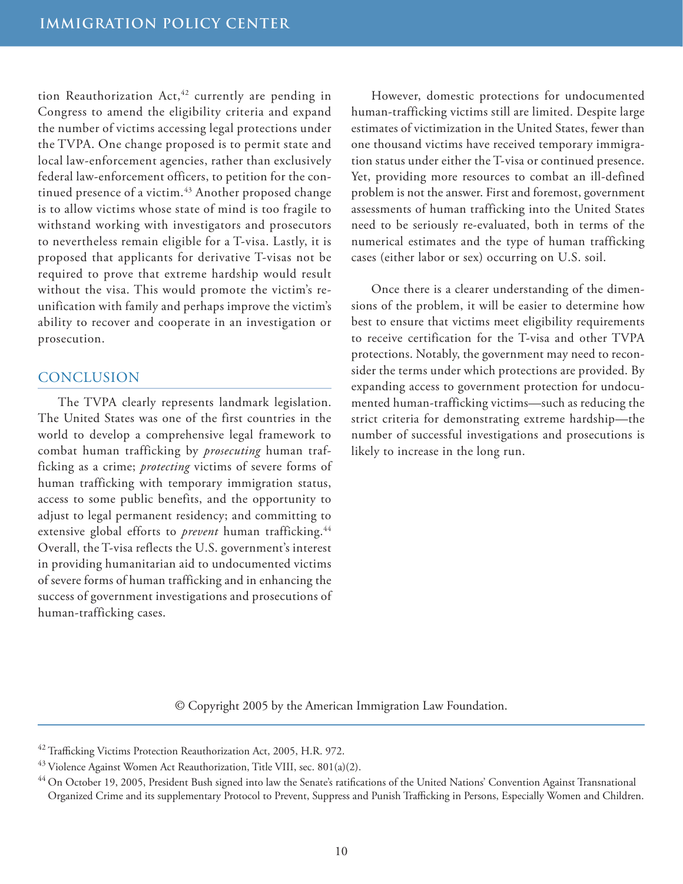tion Reauthorization Act,[42] currently are pending in Congress to amend the eligibility criteria and expand the number of victims accessing legal protections under the TVPA. One change proposed is to permit state and local law-enforcement agencies, rather than exclusively federal law-enforcement officers, to petition for the continued presence of a victim.[43] Another proposed change is to allow victims whose state of mind is too fragile to withstand working with investigators and prosecutors to nevertheless remain eligible for a T-visa. Lastly, it is proposed that applicants for derivative T-visas not be required to prove that extreme hardship would result without the visa. This would promote the victim's reunification with family and perhaps improve the victim's ability to recover and cooperate in an investigation or prosecution.

## CONCLUSION

The TVPA clearly represents landmark legislation. The United States was one of the first countries in the world to develop a comprehensive legal framework to combat human trafficking by *prosecuting* human trafficking as a crime; *protecting* victims of severe forms of human trafficking with temporary immigration status, access to some public benefits, and the opportunity to adjust to legal permanent residency; and committing to extensive global efforts to *prevent* human trafficking.[44] Overall, the T-visa reflects the U.S. government's interest in providing humanitarian aid to undocumented victims of severe forms of human trafficking and in enhancing the success of government investigations and prosecutions of human-trafficking cases.

However, domestic protections for undocumented human-trafficking victims still are limited. Despite large estimates of victimization in the United States, fewer than one thousand victims have received temporary immigration status under either the T-visa or continued presence. Yet, providing more resources to combat an ill-defined problem is not the answer. First and foremost, government assessments of human trafficking into the United States need to be seriously re-evaluated, both in terms of the numerical estimates and the type of human trafficking cases (either labor or sex) occurring on U.S. soil.

Once there is a clearer understanding of the dimensions of the problem, it will be easier to determine how best to ensure that victims meet eligibility requirements to receive certification for the T-visa and other TVPA protections. Notably, the government may need to reconsider the terms under which protections are provided. By expanding access to government protection for undocumented human-trafficking victims—such as reducing the strict criteria for demonstrating extreme hardship—the number of successful investigations and prosecutions is likely to increase in the long run.

© Copyright 2005 by the American Immigration Law Foundation.

---

[42] Trafficking Victims Protection Reauthorization Act, 2005, H.R. 972.

[43] Violence Against Women Act Reauthorization, Title VIII, sec. 801(a)(2).

[44] On October 19, 2005, President Bush signed into law the Senate's ratifications of the United Nations' Convention Against Transnational Organized Crime and its supplementary Protocol to Prevent, Suppress and Punish Trafficking in Persons, Especially Women and Children.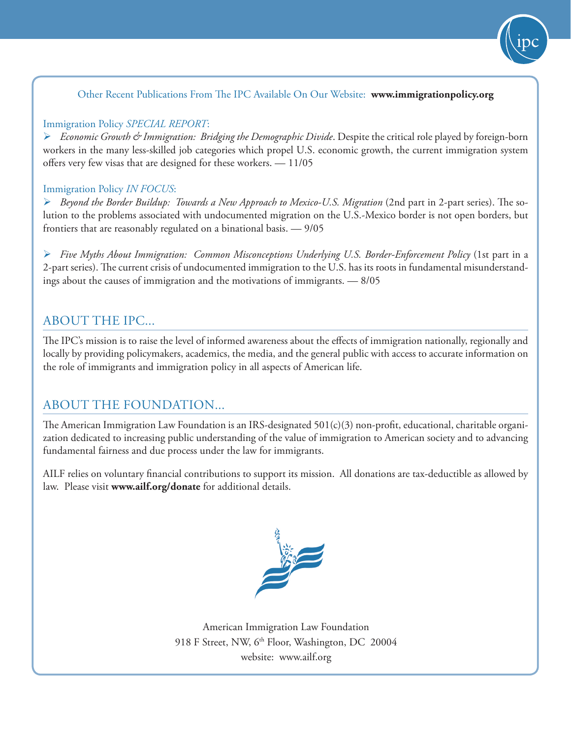Other Recent Publications From The IPC Available On Our Website: **www.immigrationpolicy.org**

Immigration Policy *SPECIAL REPORT*:

- *Economic Growth & Immigration: Bridging the Demographic Divide*. Despite the critical role played by foreign-born workers in the many less-skilled job categories which propel U.S. economic growth, the current immigration system offers very few visas that are designed for these workers. — 11/05

Immigration Policy *IN FOCUS*:

- *Beyond the Border Buildup: Towards a New Approach to Mexico-U.S. Migration* (2nd part in 2-part series). The solution to the problems associated with undocumented migration on the U.S.-Mexico border is not open borders, but frontiers that are reasonably regulated on a binational basis. — 9/05

- *Five Myths About Immigration: Common Misconceptions Underlying U.S. Border-Enforcement Policy* (1st part in a 2-part series). The current crisis of undocumented immigration to the U.S. has its roots in fundamental misunderstandings about the causes of immigration and the motivations of immigrants. — 8/05

## ABOUT THE IPC...

The IPC's mission is to raise the level of informed awareness about the effects of immigration nationally, regionally and locally by providing policymakers, academics, the media, and the general public with access to accurate information on the role of immigrants and immigration policy in all aspects of American life.

## ABOUT THE FOUNDATION...

The American Immigration Law Foundation is an IRS-designated 501(c)(3) non-profit, educational, charitable organization dedicated to increasing public understanding of the value of immigration to American society and to advancing fundamental fairness and due process under the law for immigrants.

AILF relies on voluntary financial contributions to support its mission. All donations are tax-deductible as allowed by law. Please visit **www.ailf.org/donate** for additional details.

American Immigration Law Foundation
918 F Street, NW, 6th Floor, Washington, DC 20004
website: www.ailf.org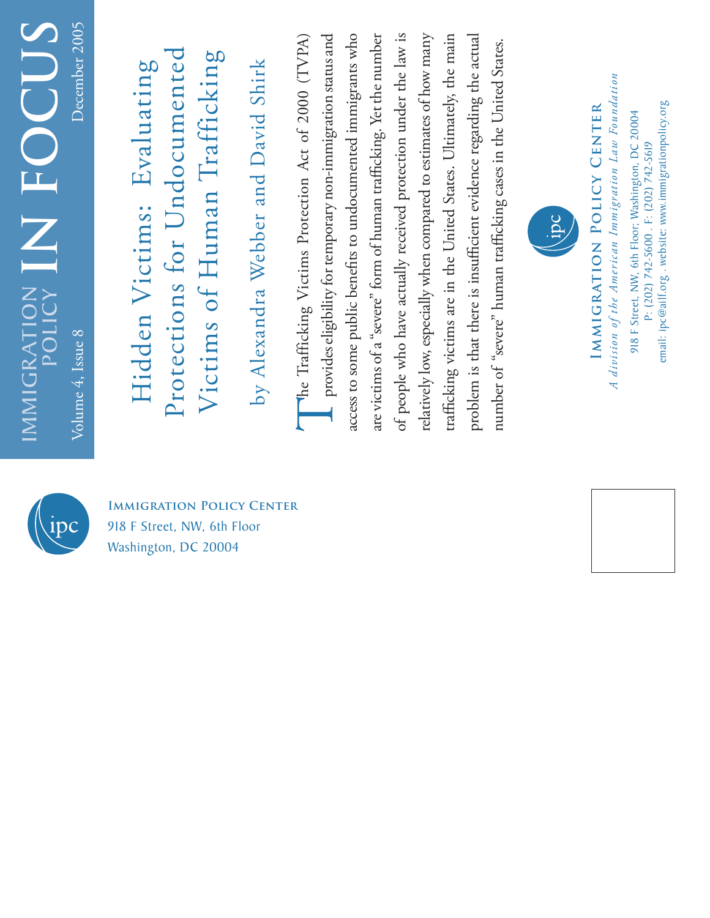IMMIGRATION POLICY

# IN FOCUS

Volume 4, Issue 8

December 2005

# Hidden Victims: Evaluating Protections for Undocumented Victims of Human Trafficking

by Alexandra Webber and David Shirk

The Trafficking Victims Protection Act of 2000 (TVPA) provides eligibility for temporary non-immigration status and access to some public benefits to undocumented immigrants who are victims of a "severe" form of human trafficking. Yet the number of people who have actually received protection under the law is relatively low, especially when compared to estimates of how many trafficking victims are in the United States. Ultimately, the main problem is that there is insufficient evidence regarding the actual number of "severe" human trafficking cases in the United States.

**IMMIGRATION POLICY CENTER**

*A division of the American Immigration Law Foundation*

918 F Street, NW, 6th Floor, Washington, DC 20004

P: (202) 742-5600 . F: (202) 742-5619

email: ipc@ailf.org . website: www.immigrationpolicy.org

**IMMIGRATION POLICY CENTER**

918 F Street, NW, 6th Floor

Washington, DC 20004